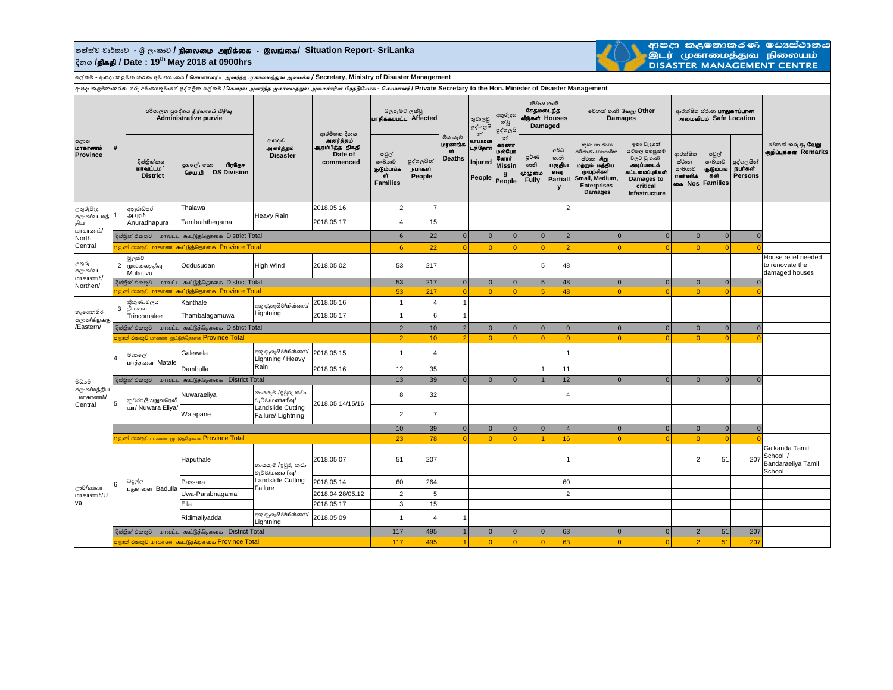# තත්ත්ව වාර්තාව - ශ්‍රී ලංකාව / நிலைமை அறிக்கை - இலங்கை/ Situation Report- SriLanka

දිනය /திகதி / Date : 19th May 2018 at 0900hrs

ආපදා කළමනාකරණ මධ්‍යස්ථානය / இடர் முகாமைத்துவ நிலையம் / DISASTER MANAGEMENT CENTRE

ලේකම් - ආපදා කළමනාකරණ අමාත්‍යාංශය / செயலாளர் - அனர்த்த முகாமைத்துவ அமைச்சு / Secretary, Ministry of Disaster Management

ආපදා කළමනාකරණ ගරු අමාත්‍යතුමාගේ පුද්ගලික ලේකම් / கௌரவ அனர்த்த முகாமைத்துவ அமைச்சரின் பிரத்தியேக - செயலாளர் / Private Secretary to the Hon. Minister of Disaster Management

| පළාත மாகாணம் Province | # | පරිපාලන ප්‍රදේශය නිර්වචනය Administrative purvie - දිස්ත්‍රික්කය மாவட்டம் District | ප්‍රා.ලේ. කො பிரதேச செய.பி DS Division | ආපදාව அனர்த்தம் Disaster | ආරම්භක දිනය அனர்த்தம் ஆரம்பித்த திகதி Date of commenced | බලපෑමට ලක්වූ பாதிக்கப்பட்ட Affected - පවුල් සංඛ්‍යාව குடும்பங்கள் Families | බලපෑමට ලක්වූ பாதிக்கப்பட்ட Affected - පුද්ගලයින් நபர்கள் People | මිය යෑම් மரணங்கள் Deaths | තුවාලවූ පුද්ගලයින් காயமடைந்தோர் Injured People | අතුරුදහන් පුද්ගලයින් காணாமல்போனோர் Missing People | නිවාස හානි சேதமடைந்த வீடுகள் Houses Damaged - පූර්ණ හානි முழுமை Fully | නිවාස හානි Houses Damaged - අර්ධ හානි பகுதியளவு Partially | වෙනත් හානි வேறு Other Damages - කුඩා හා මධ්‍ය පරිමාණ ව්‍යාපාරික ස්ථාන சிறு மற்றும் மத்திய முயற்சிகள் Small, Medium, Enterprises Damages | වෙනත් හානි Other Damages - ඉතා වැදගත් යටිතල පහසුකම් වලට වූ හානි அடிப்படைக் கட்டமைப்புக்கள் Damages to critical Infastructure | ආරක්ෂිත ස්ථාන பாதுகாப்பான அமைவிடம் Safe Location - ආරක්ෂිත ස්ථාන සංඛ්‍යාව எண்ணிக்கை Nos | ආරක්ෂිත ස්ථාන Safe Location - පවුල් සංඛ්‍යාව குடும்பங்கள் Families | ආරක්ෂිත ස්ථාන Safe Location - පුද්ගලයින් நபர்கள் Persons | වෙනත් කරුණු வேறு குறிப்புக்கள் Remarks |
|---|---|---|---|---|---|---|---|---|---|---|---|---|---|---|---|---|---|---|
| උතුරුමැද පළාත/வட மத்திய மாகாணம்/ North Central | 1 | අනුරාධපුර அநுராதபுரம் Anuradhapura | Thalawa | Heavy Rain | 2018.05.16 | 2 | 7 | | | | | 2 | | | | | | |
| | | | Tambuththegama | | 2018.05.17 | 4 | 15 | | | | | | | | | | | |
| | | දිස්ත්‍රික් එකතුව மாவட்ட கூட்டுத்தொகை District Total | | | | 6 | 22 | 0 | 0 | 0 | 0 | 2 | 0 | 0 | 0 | 0 | 0 | |
| | | පළාත් එකතුව மாகாண கூட்டுத்தொகை Province Total | | | | 6 | 22 | 0 | 0 | 0 | 0 | 2 | 0 | 0 | 0 | 0 | 0 | |
| උතුරු පළාත/வட மாகாணம்/ Northen/ | 2 | මුලතිව් முல்லைத்தீவு Mulaitivu | Oddusudan | High Wind | 2018.05.02 | 53 | 217 | | | | 5 | 48 | | | | | | House relief needed to renovate the damaged houses |
| | | දිස්ත්‍රික් එකතුව மாவட்ட கூட்டுத்தொகை District Total | | | | 53 | 217 | 0 | 0 | 0 | 5 | 48 | 0 | 0 | 0 | 0 | 0 | |
| | | පළාත් එකතුව மாகாண கூட்டுத்தொகை Province Total | | | | 53 | 217 | 0 | 0 | 0 | 5 | 48 | 0 | 0 | 0 | 0 | 0 | |
| නැගෙනහිර පළාත/கிழக்கு /Eastern/ | 3 | ත්‍රිකුණාමලය திருகோணமலை Trincomalee | Kanthale | අකුණුගැසීම/மின்னல்/ Lightning | 2018.05.16 | 1 | 4 | 1 | | | | | | | | | | |
| | | | Thambalagamuwa | | 2018.05.17 | 1 | 6 | 1 | | | | | | | | | | |
| | | දිස්ත්‍රික් එකතුව மாவட்ட கூட்டுத்தொகை District Total | | | | 2 | 10 | 2 | 0 | 0 | 0 | 0 | 0 | 0 | 0 | 0 | 0 | |
| | | පළාත් එකතුව மாகாண கூட்டுத்தொகை Province Total | | | | 2 | 10 | 2 | 0 | 0 | 0 | 0 | 0 | 0 | 0 | 0 | 0 | |
| මධ්‍යම පළාත/மத்திய மாகாணம்/ Central | 4 | මාතලේ மாத்தளை Matale | Galewela | අකුණුගැසීම/மின்னல்/ Lightning / Heavy Rain | 2018.05.15 | 1 | 4 | | | | | 1 | | | | | | |
| | | | Dambulla | | 2018.05.16 | 12 | 35 | | | | 1 | 11 | | | | | | |
| | | දිස්ත්‍රික් එකතුව மாவட்ட கூட்டுத்தொகை District Total | | | | 13 | 39 | 0 | 0 | 0 | 1 | 12 | 0 | 0 | 0 | 0 | 0 | |
| | 5 | නුවරඑළිය/நுவரெலியா/ Nuwara Eliya/ | Nuwaraeliya | නායයෑම් /ඉවුරු කඩා වැටීම/மண்சரிவு/ Landslide Cutting Failure/ Lightning | 2018.05.14/15/16 | 8 | 32 | | | | | 4 | | | | | | |
| | | | Walapane | | | 2 | 7 | | | | | | | | | | | |
| | | | | | | 10 | 39 | 0 | 0 | 0 | 0 | 4 | 0 | 0 | 0 | 0 | 0 | |
| | | පළාත් එකතුව மாகாண கூட்டுத்தொகை Province Total | | | | 23 | 78 | 0 | 0 | 0 | 1 | 16 | 0 | 0 | 0 | 0 | 0 | |
| ඌව/ஊவா மாகாணம்/Uva | 6 | බදුල්ල பதுள்ளை Badulla | Haputhale | නායයෑම් /ඉවුරු කඩා වැටීම/மண்சரிவு/ Landslide Cutting Failure | 2018.05.07 | 51 | 207 | | | | | 1 | | | 2 | 51 | 207 | Galkanda Tamil School / Bandaraeliya Tamil School |
| | | | Passara | | 2018.05.14 | 60 | 264 | | | | | 60 | | | | | | |
| | | | Uwa-Parabnagama | | 2018.04.28/05.12 | 2 | 5 | | | | | 2 | | | | | | |
| | | | Ella | | 2018.05.17 | 3 | 15 | | | | | | | | | | | |
| | | | Ridimaliyadda | අකුණුගැසීම/மின்னல்/ Lightning | 2018.05.09 | 1 | 4 | 1 | | | | | | | | | | |
| | | දිස්ත්‍රික් එකතුව மாவட்ட கூட்டுத்தொகை District Total | | | | 117 | 495 | 1 | 0 | 0 | 0 | 63 | 0 | 0 | 2 | 51 | 207 | |
| | | පළාත් එකතුව மாகாண கூட்டுத்தொகை Province Total | | | | 117 | 495 | 1 | 0 | 0 | 0 | 63 | 0 | 0 | 2 | 51 | 207 | |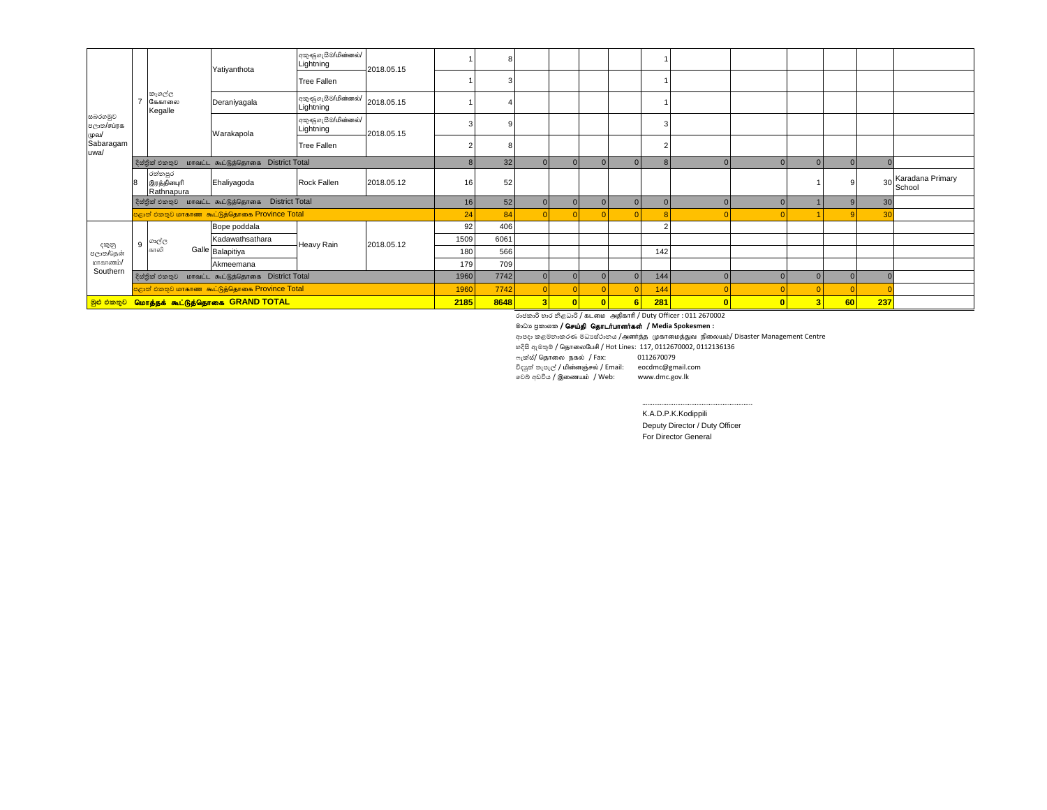| | | | | | | | | | | | | | | | | | | |
|---|---|---|---|---|---|---|---|---|---|---|---|---|---|---|---|---|---|---|
| සබරගමුව පලාත/சப்ரகமுவ/ Sabaragamuwa/ | 7 | කැගල්ල கேகாலை Kegalle | Yatiyanthota | අකුණුගැසීම්/மின்னல்/ Lightning | 2018.05.15 | 1 | 8 | | | | | 1 | | | | | | |
| | | | | Tree Fallen | | 1 | 3 | | | | | 1 | | | | | | |
| | | | Deraniyagala | අකුණුගැසීම්/மின்னல்/ Lightning | 2018.05.15 | 1 | 4 | | | | | 1 | | | | | | |
| | | | Warakapola | අකුණුගැසීම්/மின்னல்/ Lightning | 2018.05.15 | 3 | 9 | | | | | 3 | | | | | | |
| | | | | Tree Fallen | | 2 | 8 | | | | | 2 | | | | | | |
| | දිස්ත්‍රික් එකතුව மாவட்ட கூட்டுத்தொகை District Total | | | | | 8 | 32 | 0 | 0 | 0 | 0 | 8 | 0 | 0 | 0 | 0 | 0 | |
| | 8 | රත්නපුර இரத்தினபுரி Rathnapura | Ehaliyagoda | Rock Fallen | 2018.05.12 | 16 | 52 | | | | | | | | 1 | 9 | 30 | Karadana Primary School |
| | දිස්ත්‍රික් එකතුව மாவட்ட கூட்டுத்தொகை District Total | | | | | 16 | 52 | 0 | 0 | 0 | 0 | 0 | 0 | 0 | 1 | 9 | 30 | |
| | පළාත් එකතුව மாகாண கூட்டுத்தொகை Province Total | | | | | 24 | 84 | 0 | 0 | 0 | 0 | 8 | 0 | 0 | 1 | 9 | 30 | |
| දකුණු පලාත/தென் மாகாணம்/ Southern | 9 | ගාල්ල காலி Galle | Bope poddala | Heavy Rain | 2018.05.12 | 92 | 406 | | | | | 2 | | | | | | |
| | | | Kadawathsathara | | | 1509 | 6061 | | | | | | | | | | | |
| | | | Balapitiya | | | 180 | 566 | | | | | 142 | | | | | | |
| | | | Akmeemana | | | 179 | 709 | | | | | | | | | | | |
| | දිස්ත්‍රික් එකතුව மாவட்ட கூட்டுத்தொகை District Total | | | | | 1960 | 7742 | 0 | 0 | 0 | 0 | 144 | 0 | 0 | 0 | 0 | 0 | |
| | පළාත් එකතුව மாகாண கூட்டுத்தொகை Province Total | | | | | 1960 | 7742 | 0 | 0 | 0 | 0 | 144 | 0 | 0 | 0 | 0 | 0 | |
| **මුළු එකතුව மொத்தக் கூட்டுத்தொகை GRAND TOTAL** | | | | | | **2185** | **8648** | **3** | **0** | **0** | **6** | **281** | **0** | **0** | **3** | **60** | **237** | |

රාජකාරි භාර නිළධාරි / கடமை அதிகாரி / Duty Officer : 011 2670002

මාධ්‍ය ප්‍රකාශක / **செய்தி தொடர்பாளர்கள் / Media Spokesmen :**

ආපදා කළමනාකරණ මධ්‍යස්ථානය /அனர்த்த முகாமைத்துவ நிலையம்/ Disaster Management Centre

හදිසි ඇමතුම් / தொலைபேசி / Hot Lines: 117, 0112670002, 0112136136

ෆැක්ස්/ தொலை நகல் / Fax: 0112670079

විද්‍යුත් තැපැල් / மின்னஞ்சல் / Email: eocdmc@gmail.com

වෙබ් අඩවිය / இணையம் / Web: www.dmc.gov.lk

..........................................................................

K.A.D.P.K.Kodippili

Deputy Director / Duty Officer

For Director General